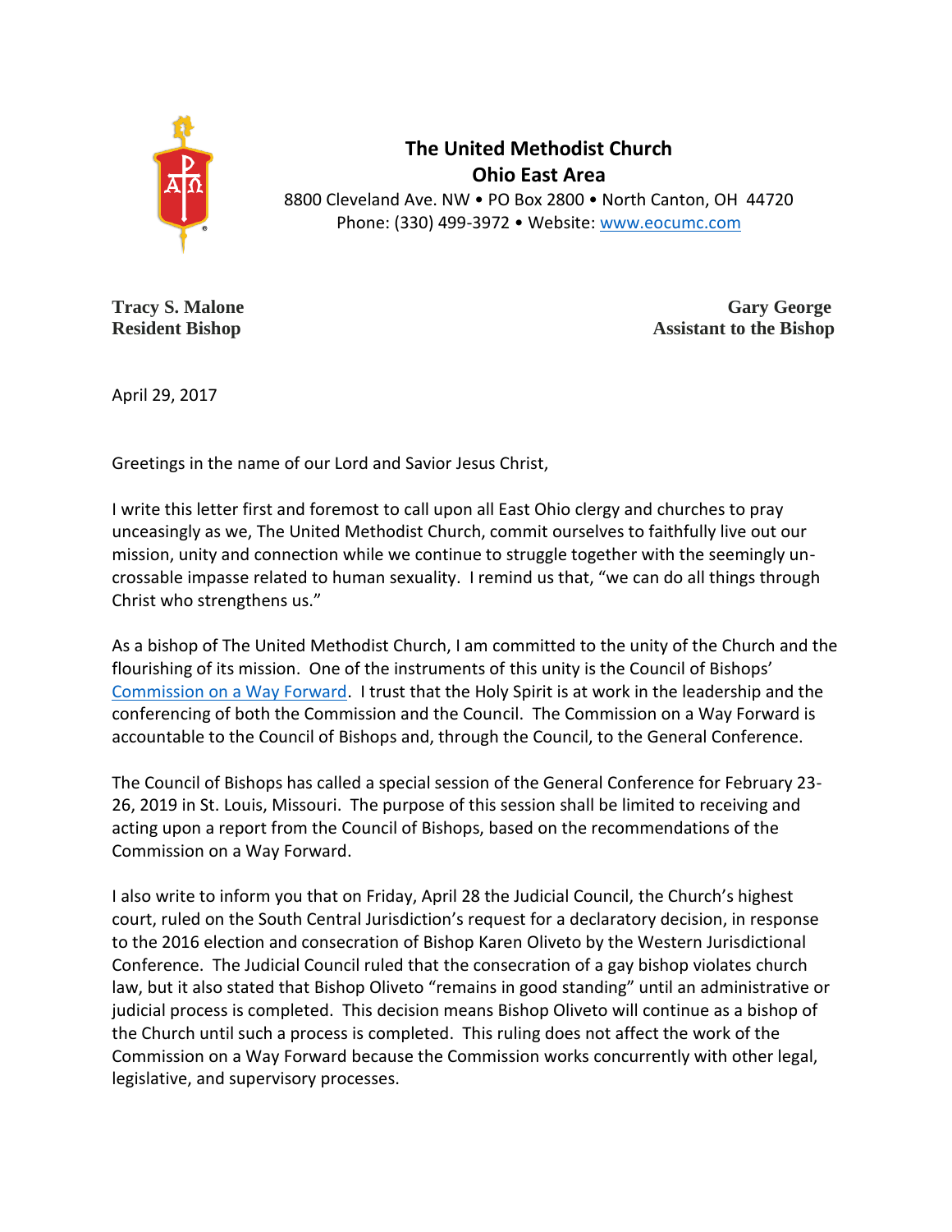**The United Methodist Church**
**Ohio East Area**
8800 Cleveland Ave. NW • PO Box 2800 • North Canton, OH 44720
Phone: (330) 499-3972 • Website: [www.eocumc.com](www.eocumc.com)

**Tracy S. Malone**
**Resident Bishop**

**Gary George**
**Assistant to the Bishop**

April 29, 2017

Greetings in the name of our Lord and Savior Jesus Christ,

I write this letter first and foremost to call upon all East Ohio clergy and churches to pray unceasingly as we, The United Methodist Church, commit ourselves to faithfully live out our mission, unity and connection while we continue to struggle together with the seemingly un-crossable impasse related to human sexuality. I remind us that, "we can do all things through Christ who strengthens us."

As a bishop of The United Methodist Church, I am committed to the unity of the Church and the flourishing of its mission. One of the instruments of this unity is the Council of Bishops' Commission on a Way Forward. I trust that the Holy Spirit is at work in the leadership and the conferencing of both the Commission and the Council. The Commission on a Way Forward is accountable to the Council of Bishops and, through the Council, to the General Conference.

The Council of Bishops has called a special session of the General Conference for February 23-26, 2019 in St. Louis, Missouri. The purpose of this session shall be limited to receiving and acting upon a report from the Council of Bishops, based on the recommendations of the Commission on a Way Forward.

I also write to inform you that on Friday, April 28 the Judicial Council, the Church's highest court, ruled on the South Central Jurisdiction's request for a declaratory decision, in response to the 2016 election and consecration of Bishop Karen Oliveto by the Western Jurisdictional Conference. The Judicial Council ruled that the consecration of a gay bishop violates church law, but it also stated that Bishop Oliveto "remains in good standing" until an administrative or judicial process is completed. This decision means Bishop Oliveto will continue as a bishop of the Church until such a process is completed. This ruling does not affect the work of the Commission on a Way Forward because the Commission works concurrently with other legal, legislative, and supervisory processes.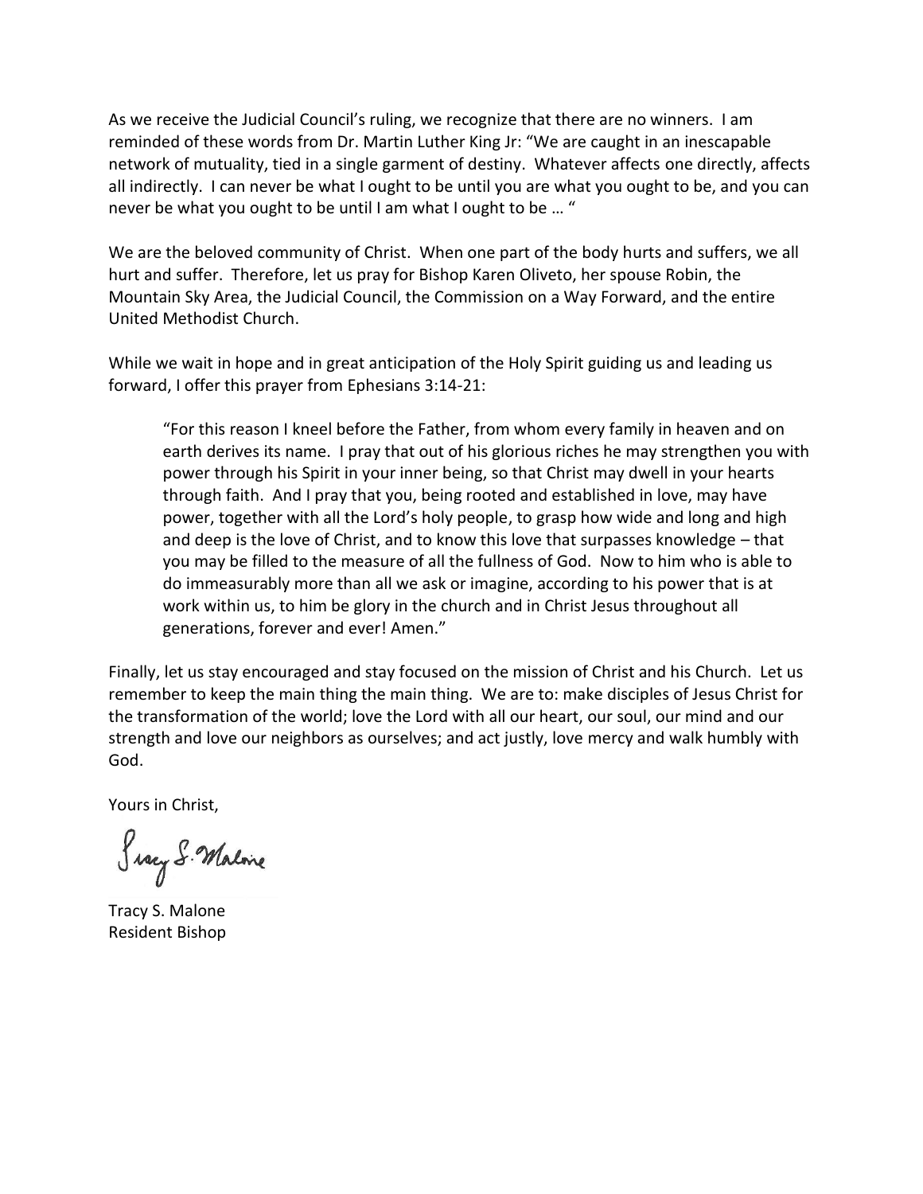As we receive the Judicial Council's ruling, we recognize that there are no winners. I am reminded of these words from Dr. Martin Luther King Jr: "We are caught in an inescapable network of mutuality, tied in a single garment of destiny. Whatever affects one directly, affects all indirectly. I can never be what I ought to be until you are what you ought to be, and you can never be what you ought to be until I am what I ought to be … "

We are the beloved community of Christ. When one part of the body hurts and suffers, we all hurt and suffer. Therefore, let us pray for Bishop Karen Oliveto, her spouse Robin, the Mountain Sky Area, the Judicial Council, the Commission on a Way Forward, and the entire United Methodist Church.

While we wait in hope and in great anticipation of the Holy Spirit guiding us and leading us forward, I offer this prayer from Ephesians 3:14-21:

> "For this reason I kneel before the Father, from whom every family in heaven and on earth derives its name. I pray that out of his glorious riches he may strengthen you with power through his Spirit in your inner being, so that Christ may dwell in your hearts through faith. And I pray that you, being rooted and established in love, may have power, together with all the Lord's holy people, to grasp how wide and long and high and deep is the love of Christ, and to know this love that surpasses knowledge – that you may be filled to the measure of all the fullness of God. Now to him who is able to do immeasurably more than all we ask or imagine, according to his power that is at work within us, to him be glory in the church and in Christ Jesus throughout all generations, forever and ever! Amen."

Finally, let us stay encouraged and stay focused on the mission of Christ and his Church. Let us remember to keep the main thing the main thing. We are to: make disciples of Jesus Christ for the transformation of the world; love the Lord with all our heart, our soul, our mind and our strength and love our neighbors as ourselves; and act justly, love mercy and walk humbly with God.

Yours in Christ,

Tracy S. Malone

Tracy S. Malone
Resident Bishop